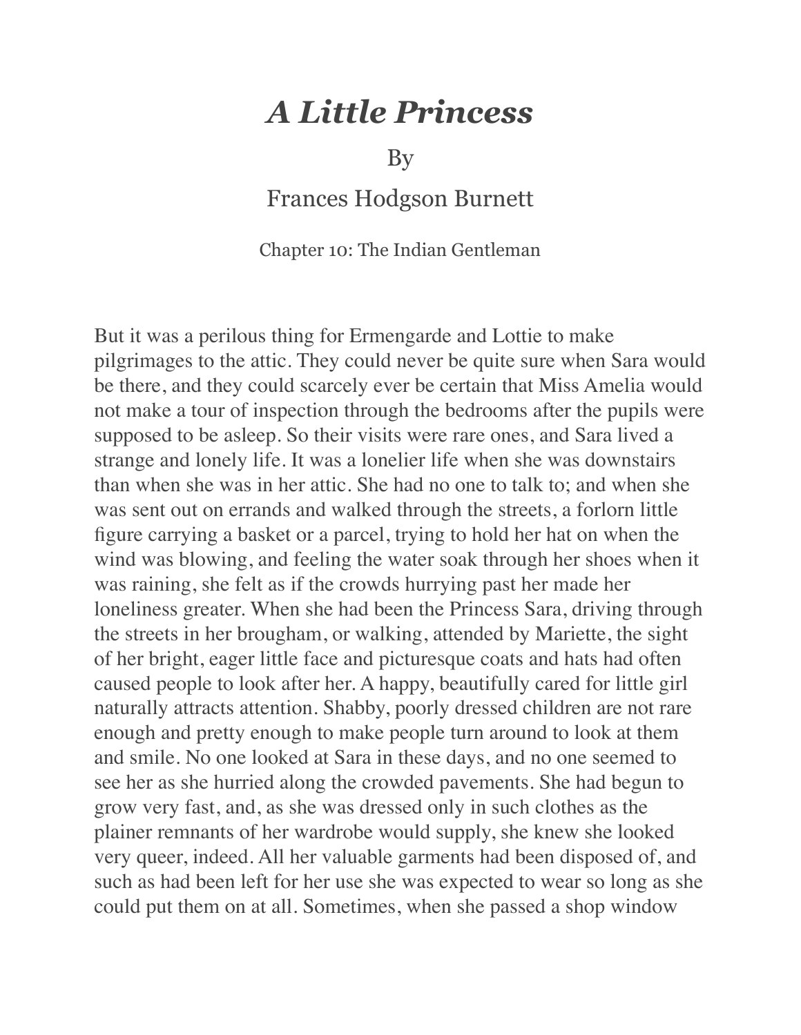# *A Little Princess*

By

Frances Hodgson Burnett

Chapter 10: The Indian Gentleman

But it was a perilous thing for Ermengarde and Lottie to make pilgrimages to the attic. They could never be quite sure when Sara would be there, and they could scarcely ever be certain that Miss Amelia would not make a tour of inspection through the bedrooms after the pupils were supposed to be asleep. So their visits were rare ones, and Sara lived a strange and lonely life. It was a lonelier life when she was downstairs than when she was in her attic. She had no one to talk to; and when she was sent out on errands and walked through the streets, a forlorn little figure carrying a basket or a parcel, trying to hold her hat on when the wind was blowing, and feeling the water soak through her shoes when it was raining, she felt as if the crowds hurrying past her made her loneliness greater. When she had been the Princess Sara, driving through the streets in her brougham, or walking, attended by Mariette, the sight of her bright, eager little face and picturesque coats and hats had often caused people to look after her. A happy, beautifully cared for little girl naturally attracts attention. Shabby, poorly dressed children are not rare enough and pretty enough to make people turn around to look at them and smile. No one looked at Sara in these days, and no one seemed to see her as she hurried along the crowded pavements. She had begun to grow very fast, and, as she was dressed only in such clothes as the plainer remnants of her wardrobe would supply, she knew she looked very queer, indeed. All her valuable garments had been disposed of, and such as had been left for her use she was expected to wear so long as she could put them on at all. Sometimes, when she passed a shop window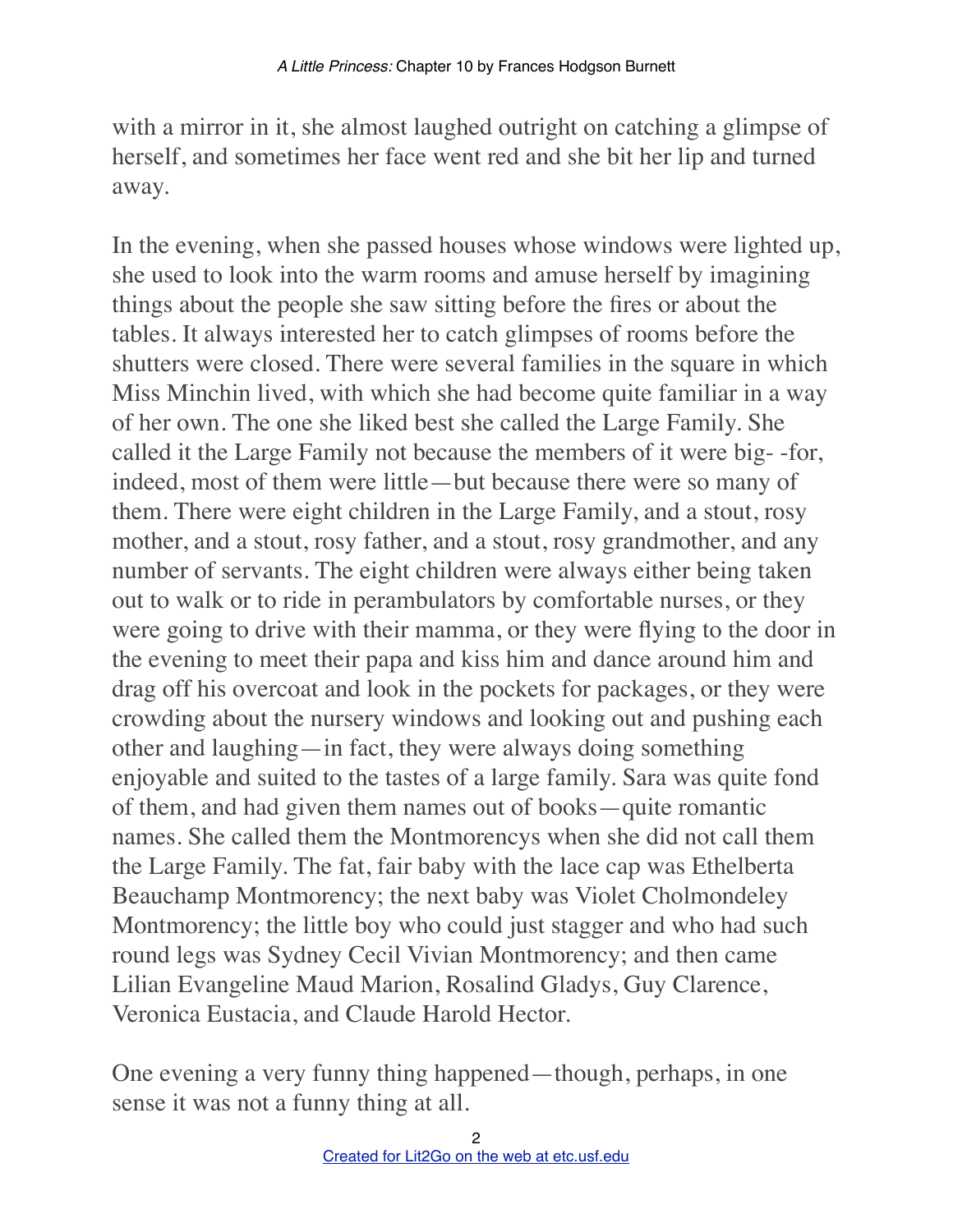with a mirror in it, she almost laughed outright on catching a glimpse of herself, and sometimes her face went red and she bit her lip and turned away.

In the evening, when she passed houses whose windows were lighted up, she used to look into the warm rooms and amuse herself by imagining things about the people she saw sitting before the fires or about the tables. It always interested her to catch glimpses of rooms before the shutters were closed. There were several families in the square in which Miss Minchin lived, with which she had become quite familiar in a way of her own. The one she liked best she called the Large Family. She called it the Large Family not because the members of it were big- -for, indeed, most of them were little—but because there were so many of them. There were eight children in the Large Family, and a stout, rosy mother, and a stout, rosy father, and a stout, rosy grandmother, and any number of servants. The eight children were always either being taken out to walk or to ride in perambulators by comfortable nurses, or they were going to drive with their mamma, or they were flying to the door in the evening to meet their papa and kiss him and dance around him and drag off his overcoat and look in the pockets for packages, or they were crowding about the nursery windows and looking out and pushing each other and laughing—in fact, they were always doing something enjoyable and suited to the tastes of a large family. Sara was quite fond of them, and had given them names out of books—quite romantic names. She called them the Montmorencys when she did not call them the Large Family. The fat, fair baby with the lace cap was Ethelberta Beauchamp Montmorency; the next baby was Violet Cholmondeley Montmorency; the little boy who could just stagger and who had such round legs was Sydney Cecil Vivian Montmorency; and then came Lilian Evangeline Maud Marion, Rosalind Gladys, Guy Clarence, Veronica Eustacia, and Claude Harold Hector.

One evening a very funny thing happened—though, perhaps, in one sense it was not a funny thing at all.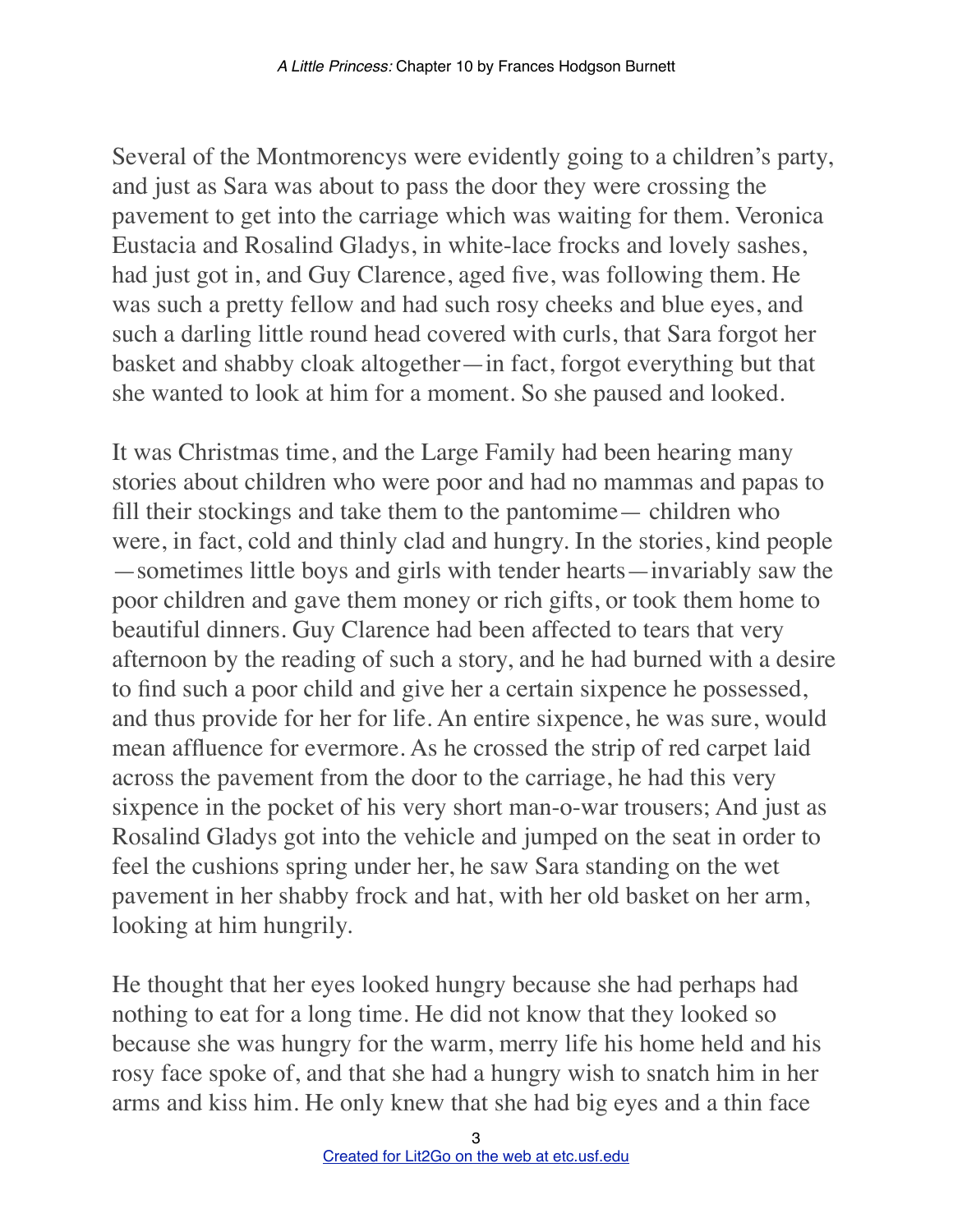Several of the Montmorencys were evidently going to a children's party, and just as Sara was about to pass the door they were crossing the pavement to get into the carriage which was waiting for them. Veronica Eustacia and Rosalind Gladys, in white-lace frocks and lovely sashes, had just got in, and Guy Clarence, aged five, was following them. He was such a pretty fellow and had such rosy cheeks and blue eyes, and such a darling little round head covered with curls, that Sara forgot her basket and shabby cloak altogether—in fact, forgot everything but that she wanted to look at him for a moment. So she paused and looked.

It was Christmas time, and the Large Family had been hearing many stories about children who were poor and had no mammas and papas to fill their stockings and take them to the pantomime— children who were, in fact, cold and thinly clad and hungry. In the stories, kind people —sometimes little boys and girls with tender hearts—invariably saw the poor children and gave them money or rich gifts, or took them home to beautiful dinners. Guy Clarence had been affected to tears that very afternoon by the reading of such a story, and he had burned with a desire to find such a poor child and give her a certain sixpence he possessed, and thus provide for her for life. An entire sixpence, he was sure, would mean affluence for evermore. As he crossed the strip of red carpet laid across the pavement from the door to the carriage, he had this very sixpence in the pocket of his very short man-o-war trousers; And just as Rosalind Gladys got into the vehicle and jumped on the seat in order to feel the cushions spring under her, he saw Sara standing on the wet pavement in her shabby frock and hat, with her old basket on her arm, looking at him hungrily.

He thought that her eyes looked hungry because she had perhaps had nothing to eat for a long time. He did not know that they looked so because she was hungry for the warm, merry life his home held and his rosy face spoke of, and that she had a hungry wish to snatch him in her arms and kiss him. He only knew that she had big eyes and a thin face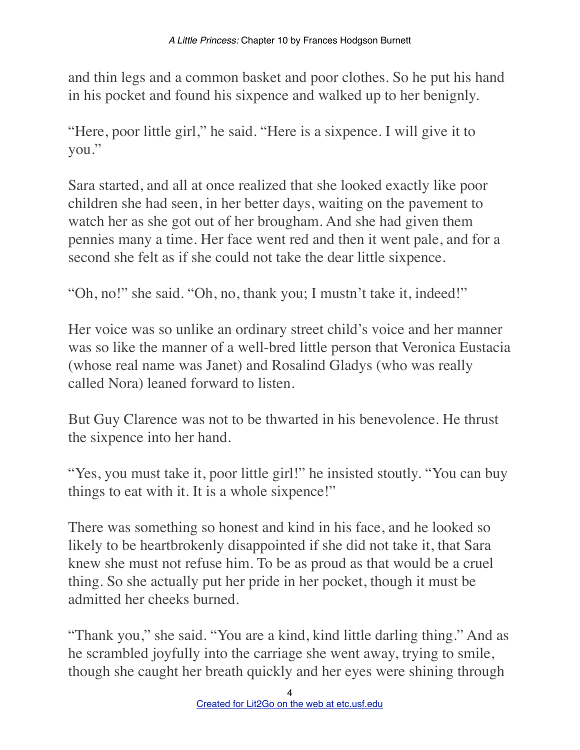and thin legs and a common basket and poor clothes. So he put his hand in his pocket and found his sixpence and walked up to her benignly.

"Here, poor little girl," he said. "Here is a sixpence. I will give it to you."

Sara started, and all at once realized that she looked exactly like poor children she had seen, in her better days, waiting on the pavement to watch her as she got out of her brougham. And she had given them pennies many a time. Her face went red and then it went pale, and for a second she felt as if she could not take the dear little sixpence.

"Oh, no!" she said. "Oh, no, thank you; I mustn't take it, indeed!"

Her voice was so unlike an ordinary street child's voice and her manner was so like the manner of a well-bred little person that Veronica Eustacia (whose real name was Janet) and Rosalind Gladys (who was really called Nora) leaned forward to listen.

But Guy Clarence was not to be thwarted in his benevolence. He thrust the sixpence into her hand.

"Yes, you must take it, poor little girl!" he insisted stoutly. "You can buy things to eat with it. It is a whole sixpence!"

There was something so honest and kind in his face, and he looked so likely to be heartbrokenly disappointed if she did not take it, that Sara knew she must not refuse him. To be as proud as that would be a cruel thing. So she actually put her pride in her pocket, though it must be admitted her cheeks burned.

"Thank you," she said. "You are a kind, kind little darling thing." And as he scrambled joyfully into the carriage she went away, trying to smile, though she caught her breath quickly and her eyes were shining through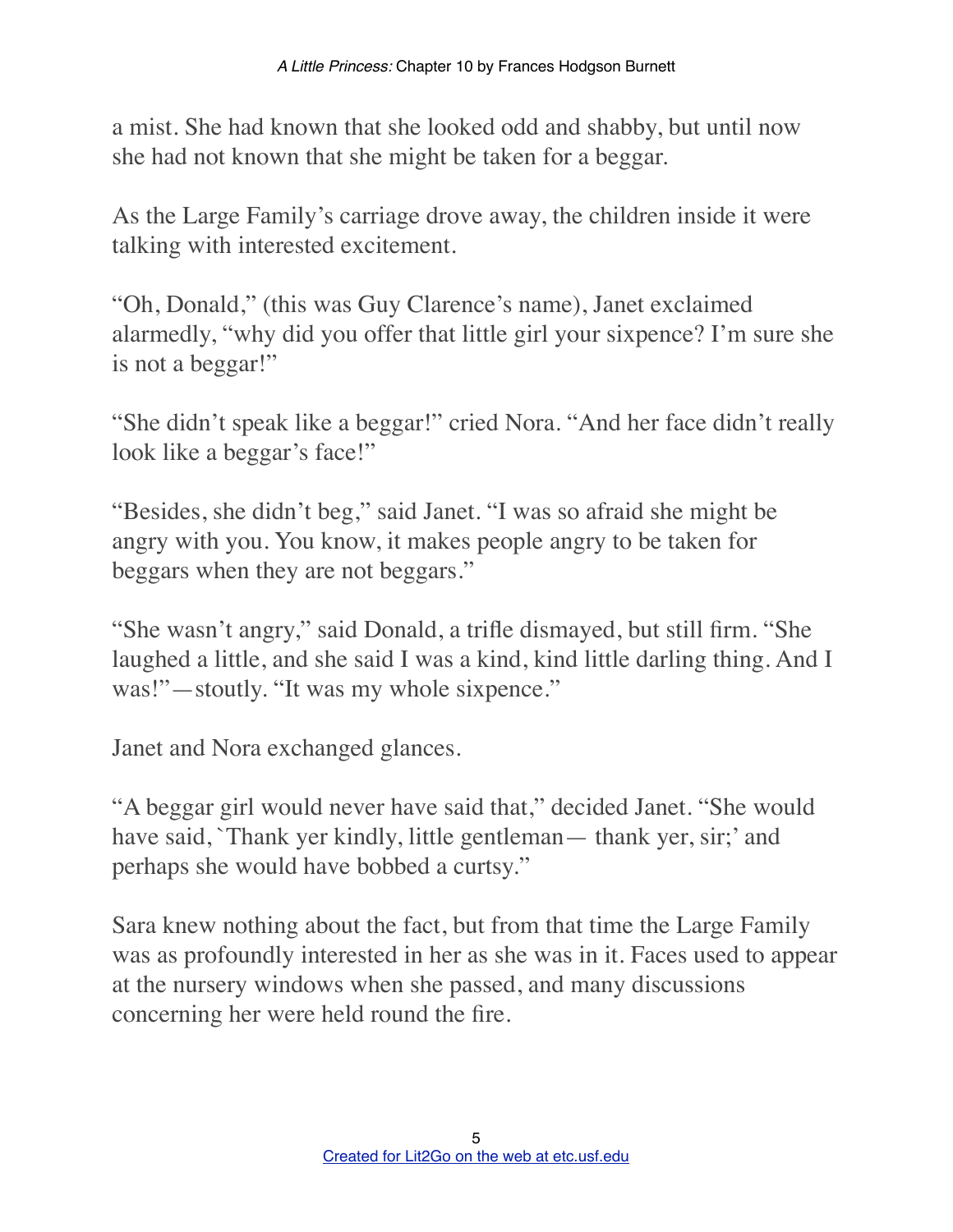a mist. She had known that she looked odd and shabby, but until now she had not known that she might be taken for a beggar.

As the Large Family's carriage drove away, the children inside it were talking with interested excitement.

"Oh, Donald," (this was Guy Clarence's name), Janet exclaimed alarmedly, "why did you offer that little girl your sixpence? I'm sure she is not a beggar!"

"She didn't speak like a beggar!" cried Nora. "And her face didn't really look like a beggar's face!"

"Besides, she didn't beg," said Janet. "I was so afraid she might be angry with you. You know, it makes people angry to be taken for beggars when they are not beggars."

"She wasn't angry," said Donald, a trifle dismayed, but still firm. "She laughed a little, and she said I was a kind, kind little darling thing. And I was!"—stoutly. "It was my whole sixpence."

Janet and Nora exchanged glances.

"A beggar girl would never have said that," decided Janet. "She would have said, `Thank yer kindly, little gentleman— thank yer, sir;' and perhaps she would have bobbed a curtsy."

Sara knew nothing about the fact, but from that time the Large Family was as profoundly interested in her as she was in it. Faces used to appear at the nursery windows when she passed, and many discussions concerning her were held round the fire.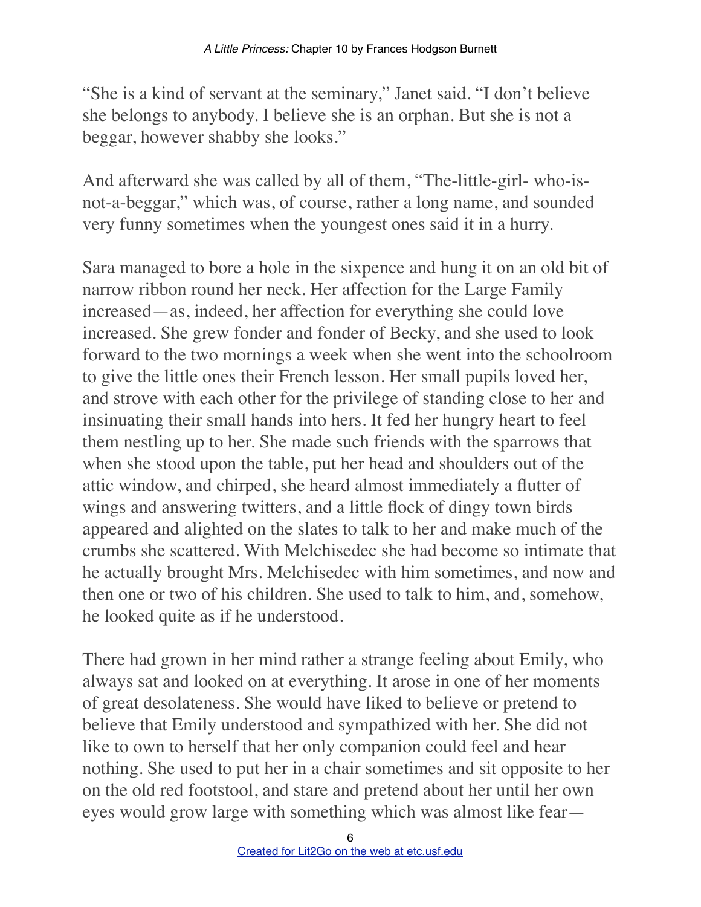"She is a kind of servant at the seminary," Janet said. "I don't believe she belongs to anybody. I believe she is an orphan. But she is not a beggar, however shabby she looks."

And afterward she was called by all of them, "The-little-girl- who-is-not-a-beggar," which was, of course, rather a long name, and sounded very funny sometimes when the youngest ones said it in a hurry.

Sara managed to bore a hole in the sixpence and hung it on an old bit of narrow ribbon round her neck. Her affection for the Large Family increased—as, indeed, her affection for everything she could love increased. She grew fonder and fonder of Becky, and she used to look forward to the two mornings a week when she went into the schoolroom to give the little ones their French lesson. Her small pupils loved her, and strove with each other for the privilege of standing close to her and insinuating their small hands into hers. It fed her hungry heart to feel them nestling up to her. She made such friends with the sparrows that when she stood upon the table, put her head and shoulders out of the attic window, and chirped, she heard almost immediately a flutter of wings and answering twitters, and a little flock of dingy town birds appeared and alighted on the slates to talk to her and make much of the crumbs she scattered. With Melchisedec she had become so intimate that he actually brought Mrs. Melchisedec with him sometimes, and now and then one or two of his children. She used to talk to him, and, somehow, he looked quite as if he understood.

There had grown in her mind rather a strange feeling about Emily, who always sat and looked on at everything. It arose in one of her moments of great desolateness. She would have liked to believe or pretend to believe that Emily understood and sympathized with her. She did not like to own to herself that her only companion could feel and hear nothing. She used to put her in a chair sometimes and sit opposite to her on the old red footstool, and stare and pretend about her until her own eyes would grow large with something which was almost like fear—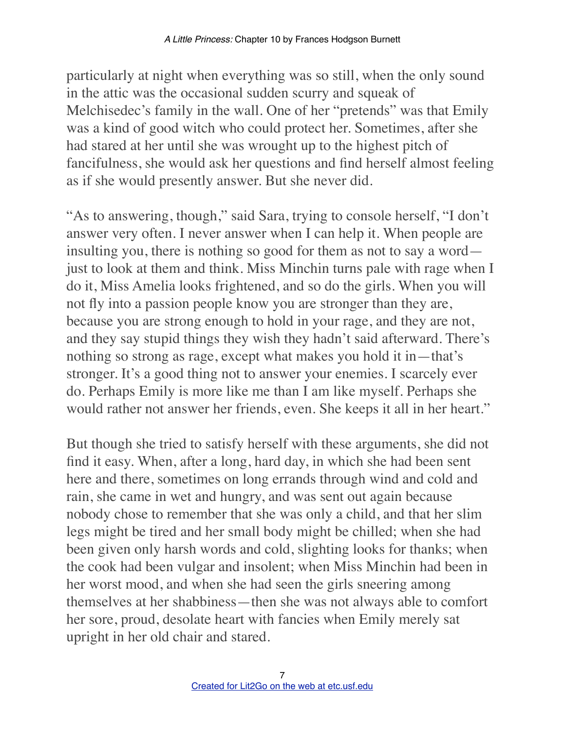particularly at night when everything was so still, when the only sound in the attic was the occasional sudden scurry and squeak of Melchisedec's family in the wall. One of her "pretends" was that Emily was a kind of good witch who could protect her. Sometimes, after she had stared at her until she was wrought up to the highest pitch of fancifulness, she would ask her questions and find herself almost feeling as if she would presently answer. But she never did.

"As to answering, though," said Sara, trying to console herself, "I don't answer very often. I never answer when I can help it. When people are insulting you, there is nothing so good for them as not to say a word—just to look at them and think. Miss Minchin turns pale with rage when I do it, Miss Amelia looks frightened, and so do the girls. When you will not fly into a passion people know you are stronger than they are, because you are strong enough to hold in your rage, and they are not, and they say stupid things they wish they hadn't said afterward. There's nothing so strong as rage, except what makes you hold it in—that's stronger. It's a good thing not to answer your enemies. I scarcely ever do. Perhaps Emily is more like me than I am like myself. Perhaps she would rather not answer her friends, even. She keeps it all in her heart."

But though she tried to satisfy herself with these arguments, she did not find it easy. When, after a long, hard day, in which she had been sent here and there, sometimes on long errands through wind and cold and rain, she came in wet and hungry, and was sent out again because nobody chose to remember that she was only a child, and that her slim legs might be tired and her small body might be chilled; when she had been given only harsh words and cold, slighting looks for thanks; when the cook had been vulgar and insolent; when Miss Minchin had been in her worst mood, and when she had seen the girls sneering among themselves at her shabbiness—then she was not always able to comfort her sore, proud, desolate heart with fancies when Emily merely sat upright in her old chair and stared.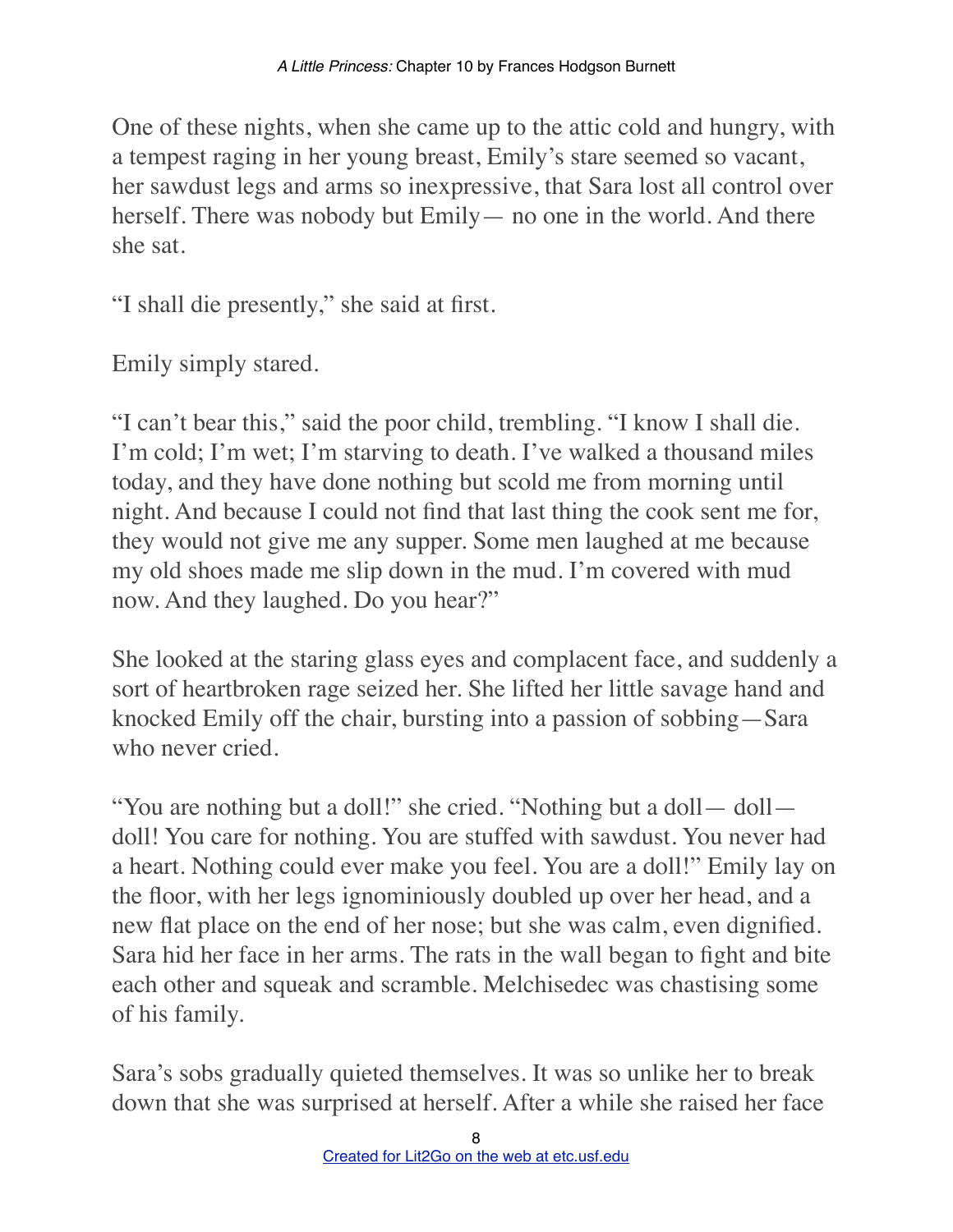One of these nights, when she came up to the attic cold and hungry, with a tempest raging in her young breast, Emily's stare seemed so vacant, her sawdust legs and arms so inexpressive, that Sara lost all control over herself. There was nobody but Emily— no one in the world. And there she sat.

"I shall die presently," she said at first.

Emily simply stared.

"I can't bear this," said the poor child, trembling. "I know I shall die. I'm cold; I'm wet; I'm starving to death. I've walked a thousand miles today, and they have done nothing but scold me from morning until night. And because I could not find that last thing the cook sent me for, they would not give me any supper. Some men laughed at me because my old shoes made me slip down in the mud. I'm covered with mud now. And they laughed. Do you hear?"

She looked at the staring glass eyes and complacent face, and suddenly a sort of heartbroken rage seized her. She lifted her little savage hand and knocked Emily off the chair, bursting into a passion of sobbing—Sara who never cried.

"You are nothing but a doll!" she cried. "Nothing but a doll— doll— doll! You care for nothing. You are stuffed with sawdust. You never had a heart. Nothing could ever make you feel. You are a doll!" Emily lay on the floor, with her legs ignominiously doubled up over her head, and a new flat place on the end of her nose; but she was calm, even dignified. Sara hid her face in her arms. The rats in the wall began to fight and bite each other and squeak and scramble. Melchisedec was chastising some of his family.

Sara's sobs gradually quieted themselves. It was so unlike her to break down that she was surprised at herself. After a while she raised her face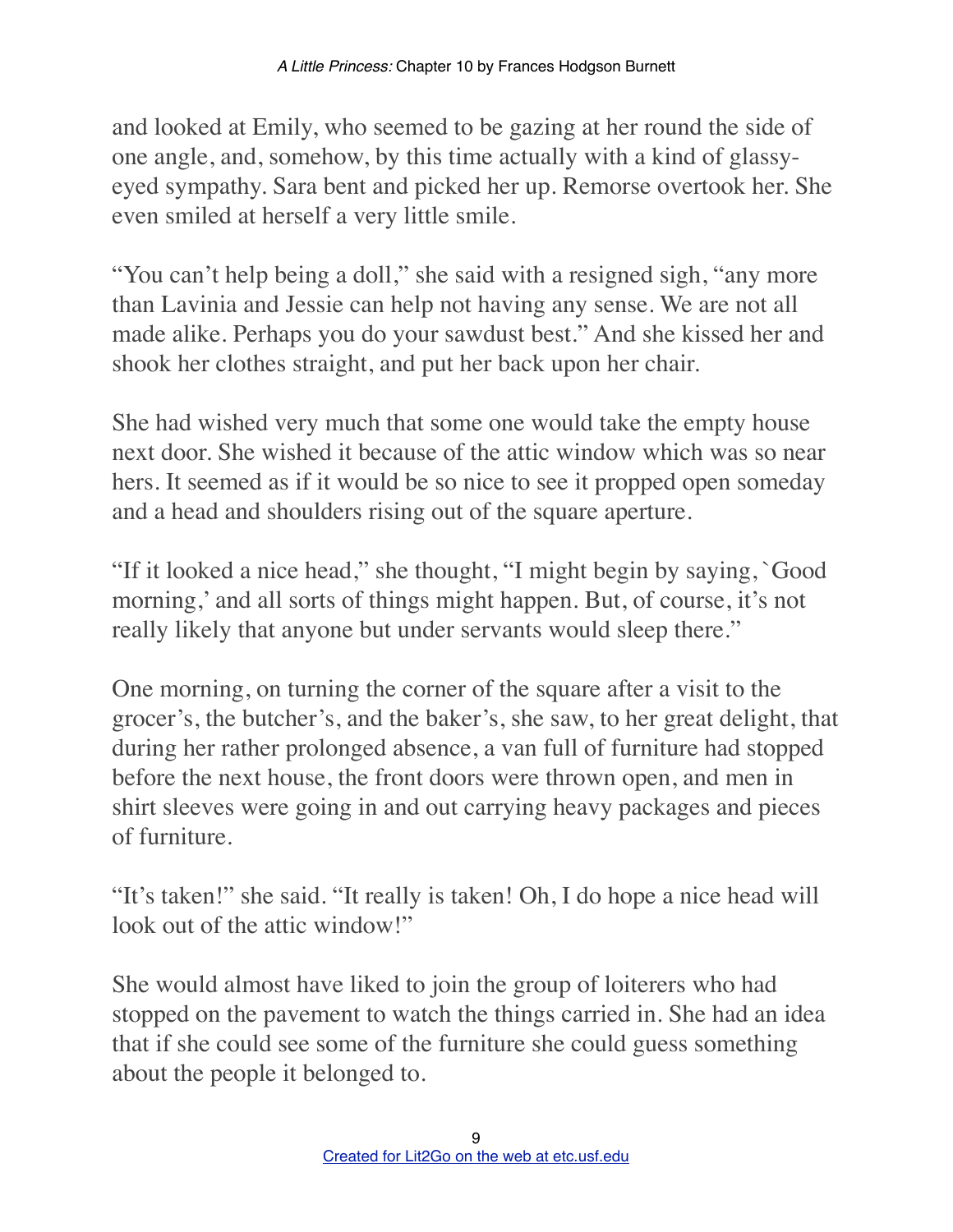and looked at Emily, who seemed to be gazing at her round the side of one angle, and, somehow, by this time actually with a kind of glassy-eyed sympathy. Sara bent and picked her up. Remorse overtook her. She even smiled at herself a very little smile.

“You can’t help being a doll,” she said with a resigned sigh, “any more than Lavinia and Jessie can help not having any sense. We are not all made alike. Perhaps you do your sawdust best.” And she kissed her and shook her clothes straight, and put her back upon her chair.

She had wished very much that some one would take the empty house next door. She wished it because of the attic window which was so near hers. It seemed as if it would be so nice to see it propped open someday and a head and shoulders rising out of the square aperture.

“If it looked a nice head,” she thought, “I might begin by saying, `Good morning,’ and all sorts of things might happen. But, of course, it’s not really likely that anyone but under servants would sleep there.”

One morning, on turning the corner of the square after a visit to the grocer’s, the butcher’s, and the baker’s, she saw, to her great delight, that during her rather prolonged absence, a van full of furniture had stopped before the next house, the front doors were thrown open, and men in shirt sleeves were going in and out carrying heavy packages and pieces of furniture.

“It’s taken!” she said. “It really is taken! Oh, I do hope a nice head will look out of the attic window!”

She would almost have liked to join the group of loiterers who had stopped on the pavement to watch the things carried in. She had an idea that if she could see some of the furniture she could guess something about the people it belonged to.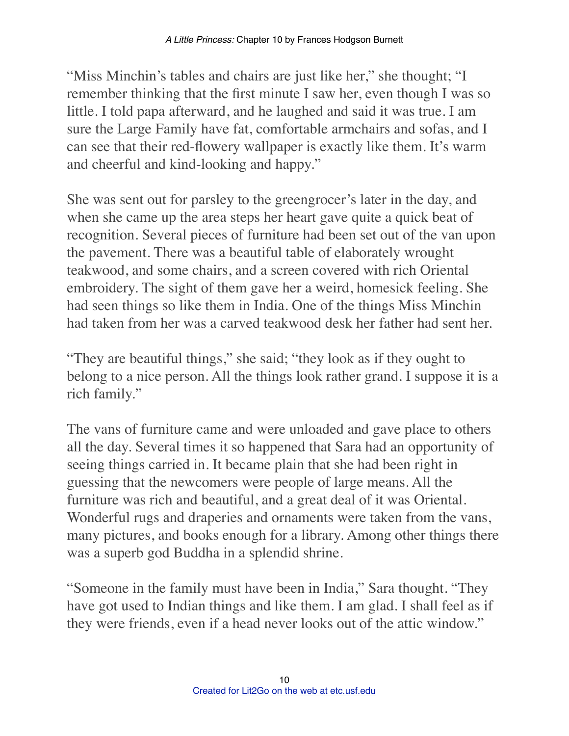"Miss Minchin's tables and chairs are just like her," she thought; "I remember thinking that the first minute I saw her, even though I was so little. I told papa afterward, and he laughed and said it was true. I am sure the Large Family have fat, comfortable armchairs and sofas, and I can see that their red-flowery wallpaper is exactly like them. It's warm and cheerful and kind-looking and happy."

She was sent out for parsley to the greengrocer's later in the day, and when she came up the area steps her heart gave quite a quick beat of recognition. Several pieces of furniture had been set out of the van upon the pavement. There was a beautiful table of elaborately wrought teakwood, and some chairs, and a screen covered with rich Oriental embroidery. The sight of them gave her a weird, homesick feeling. She had seen things so like them in India. One of the things Miss Minchin had taken from her was a carved teakwood desk her father had sent her.

"They are beautiful things," she said; "they look as if they ought to belong to a nice person. All the things look rather grand. I suppose it is a rich family."

The vans of furniture came and were unloaded and gave place to others all the day. Several times it so happened that Sara had an opportunity of seeing things carried in. It became plain that she had been right in guessing that the newcomers were people of large means. All the furniture was rich and beautiful, and a great deal of it was Oriental. Wonderful rugs and draperies and ornaments were taken from the vans, many pictures, and books enough for a library. Among other things there was a superb god Buddha in a splendid shrine.

"Someone in the family must have been in India," Sara thought. "They have got used to Indian things and like them. I am glad. I shall feel as if they were friends, even if a head never looks out of the attic window."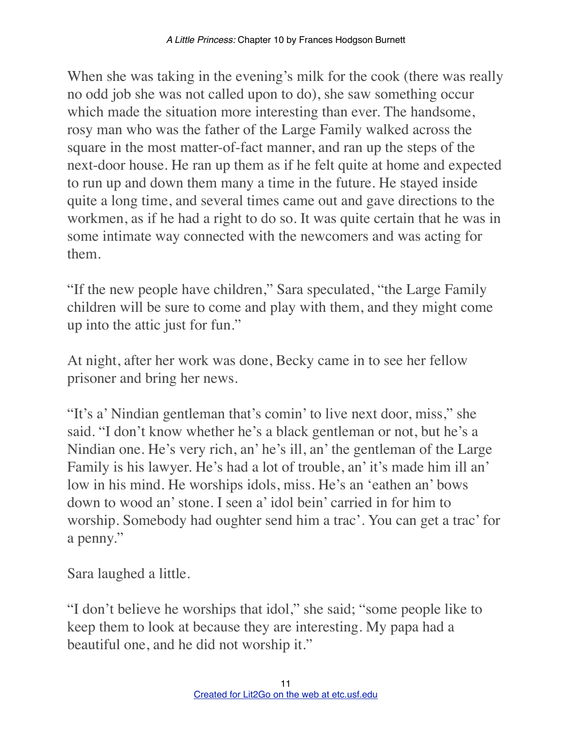When she was taking in the evening's milk for the cook (there was really no odd job she was not called upon to do), she saw something occur which made the situation more interesting than ever. The handsome, rosy man who was the father of the Large Family walked across the square in the most matter-of-fact manner, and ran up the steps of the next-door house. He ran up them as if he felt quite at home and expected to run up and down them many a time in the future. He stayed inside quite a long time, and several times came out and gave directions to the workmen, as if he had a right to do so. It was quite certain that he was in some intimate way connected with the newcomers and was acting for them.

"If the new people have children," Sara speculated, "the Large Family children will be sure to come and play with them, and they might come up into the attic just for fun."

At night, after her work was done, Becky came in to see her fellow prisoner and bring her news.

"It's a' Nindian gentleman that's comin' to live next door, miss," she said. "I don't know whether he's a black gentleman or not, but he's a Nindian one. He's very rich, an' he's ill, an' the gentleman of the Large Family is his lawyer. He's had a lot of trouble, an' it's made him ill an' low in his mind. He worships idols, miss. He's an 'eathen an' bows down to wood an' stone. I seen a' idol bein' carried in for him to worship. Somebody had oughter send him a trac'. You can get a trac' for a penny."

Sara laughed a little.

"I don't believe he worships that idol," she said; "some people like to keep them to look at because they are interesting. My papa had a beautiful one, and he did not worship it."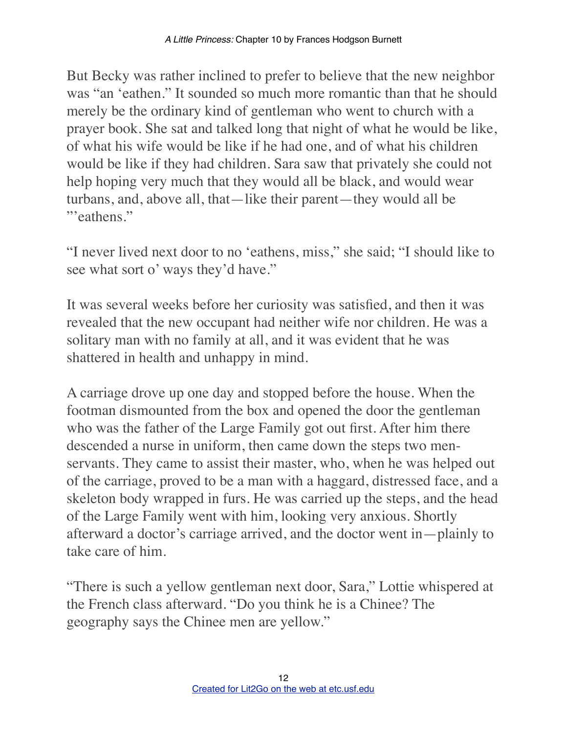But Becky was rather inclined to prefer to believe that the new neighbor was "an 'eathen." It sounded so much more romantic than that he should merely be the ordinary kind of gentleman who went to church with a prayer book. She sat and talked long that night of what he would be like, of what his wife would be like if he had one, and of what his children would be like if they had children. Sara saw that privately she could not help hoping very much that they would all be black, and would wear turbans, and, above all, that—like their parent—they would all be "'eathens."

"I never lived next door to no 'eathens, miss," she said; "I should like to see what sort o' ways they'd have."

It was several weeks before her curiosity was satisfied, and then it was revealed that the new occupant had neither wife nor children. He was a solitary man with no family at all, and it was evident that he was shattered in health and unhappy in mind.

A carriage drove up one day and stopped before the house. When the footman dismounted from the box and opened the door the gentleman who was the father of the Large Family got out first. After him there descended a nurse in uniform, then came down the steps two men-servants. They came to assist their master, who, when he was helped out of the carriage, proved to be a man with a haggard, distressed face, and a skeleton body wrapped in furs. He was carried up the steps, and the head of the Large Family went with him, looking very anxious. Shortly afterward a doctor's carriage arrived, and the doctor went in—plainly to take care of him.

"There is such a yellow gentleman next door, Sara," Lottie whispered at the French class afterward. "Do you think he is a Chinee? The geography says the Chinee men are yellow."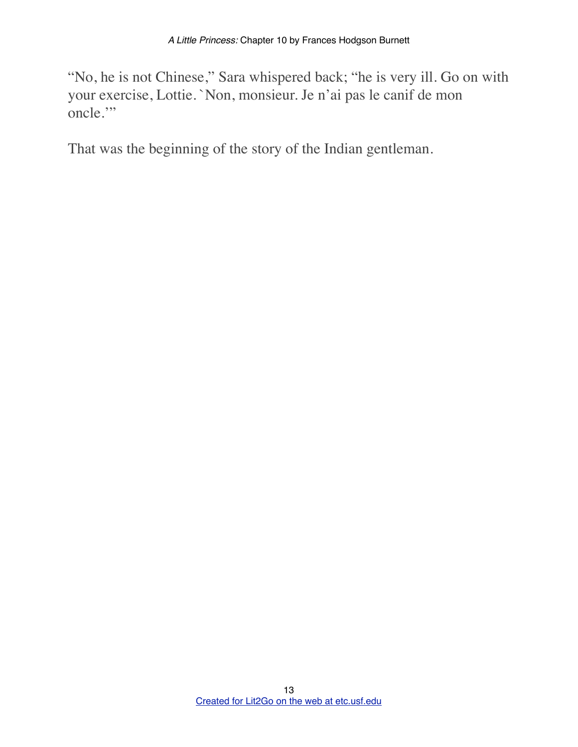"No, he is not Chinese," Sara whispered back; "he is very ill. Go on with your exercise, Lottie. `Non, monsieur. Je n'ai pas le canif de mon oncle.'"

That was the beginning of the story of the Indian gentleman.